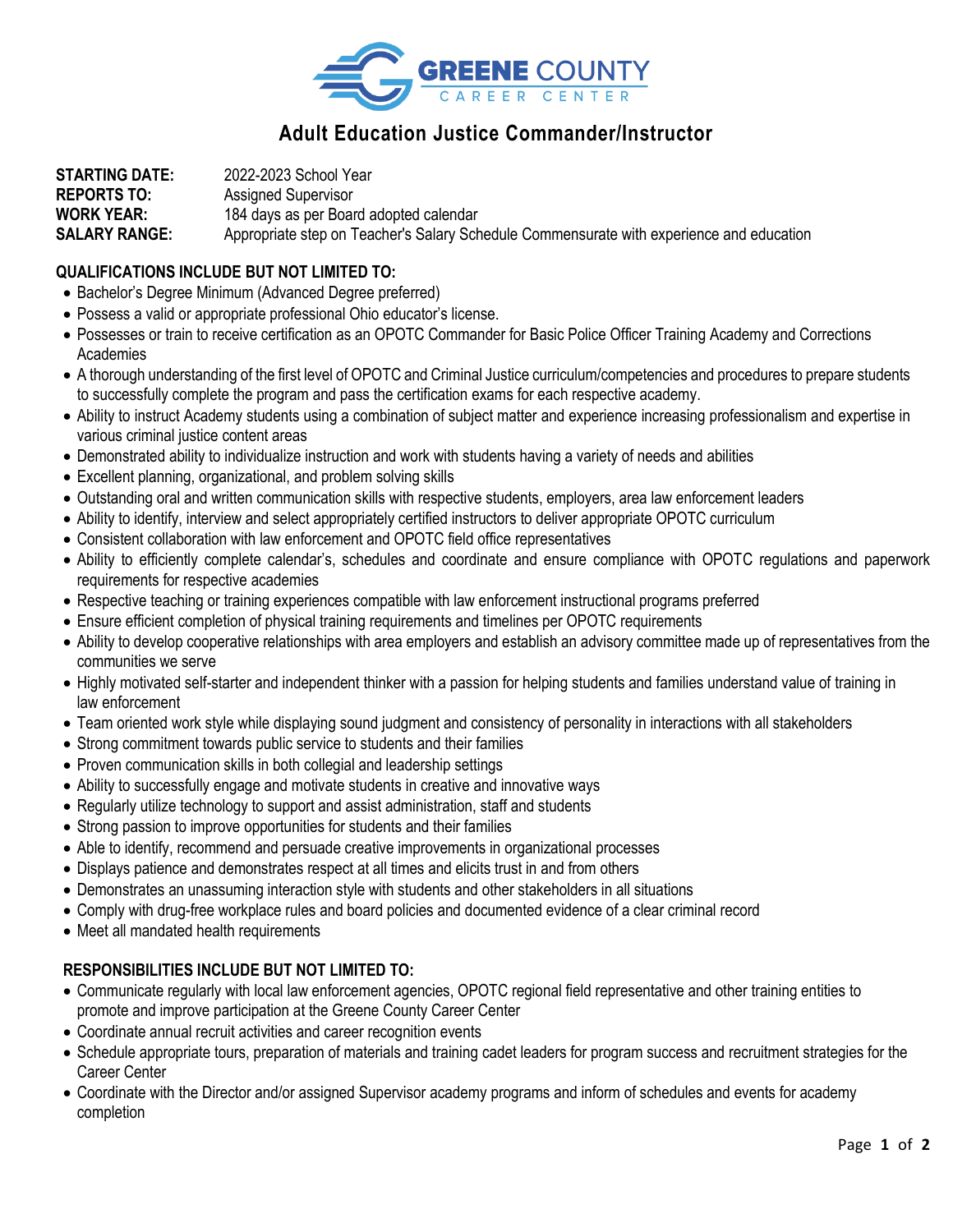GREENE COUNTY CAREER CENTER

# Adult Education Justice Commander/Instructor

**STARTING DATE:** 2022-2023 School Year
**REPORTS TO:** Assigned Supervisor
**WORK YEAR:** 184 days as per Board adopted calendar
**SALARY RANGE:** Appropriate step on Teacher's Salary Schedule Commensurate with experience and education

## QUALIFICATIONS INCLUDE BUT NOT LIMITED TO:

- Bachelor's Degree Minimum (Advanced Degree preferred)
- Possess a valid or appropriate professional Ohio educator's license.
- Possesses or train to receive certification as an OPOTC Commander for Basic Police Officer Training Academy and Corrections Academies
- A thorough understanding of the first level of OPOTC and Criminal Justice curriculum/competencies and procedures to prepare students to successfully complete the program and pass the certification exams for each respective academy.
- Ability to instruct Academy students using a combination of subject matter and experience increasing professionalism and expertise in various criminal justice content areas
- Demonstrated ability to individualize instruction and work with students having a variety of needs and abilities
- Excellent planning, organizational, and problem solving skills
- Outstanding oral and written communication skills with respective students, employers, area law enforcement leaders
- Ability to identify, interview and select appropriately certified instructors to deliver appropriate OPOTC curriculum
- Consistent collaboration with law enforcement and OPOTC field office representatives
- Ability to efficiently complete calendar's, schedules and coordinate and ensure compliance with OPOTC regulations and paperwork requirements for respective academies
- Respective teaching or training experiences compatible with law enforcement instructional programs preferred
- Ensure efficient completion of physical training requirements and timelines per OPOTC requirements
- Ability to develop cooperative relationships with area employers and establish an advisory committee made up of representatives from the communities we serve
- Highly motivated self-starter and independent thinker with a passion for helping students and families understand value of training in law enforcement
- Team oriented work style while displaying sound judgment and consistency of personality in interactions with all stakeholders
- Strong commitment towards public service to students and their families
- Proven communication skills in both collegial and leadership settings
- Ability to successfully engage and motivate students in creative and innovative ways
- Regularly utilize technology to support and assist administration, staff and students
- Strong passion to improve opportunities for students and their families
- Able to identify, recommend and persuade creative improvements in organizational processes
- Displays patience and demonstrates respect at all times and elicits trust in and from others
- Demonstrates an unassuming interaction style with students and other stakeholders in all situations
- Comply with drug-free workplace rules and board policies and documented evidence of a clear criminal record
- Meet all mandated health requirements

## RESPONSIBILITIES INCLUDE BUT NOT LIMITED TO:

- Communicate regularly with local law enforcement agencies, OPOTC regional field representative and other training entities to promote and improve participation at the Greene County Career Center
- Coordinate annual recruit activities and career recognition events
- Schedule appropriate tours, preparation of materials and training cadet leaders for program success and recruitment strategies for the Career Center
- Coordinate with the Director and/or assigned Supervisor academy programs and inform of schedules and events for academy completion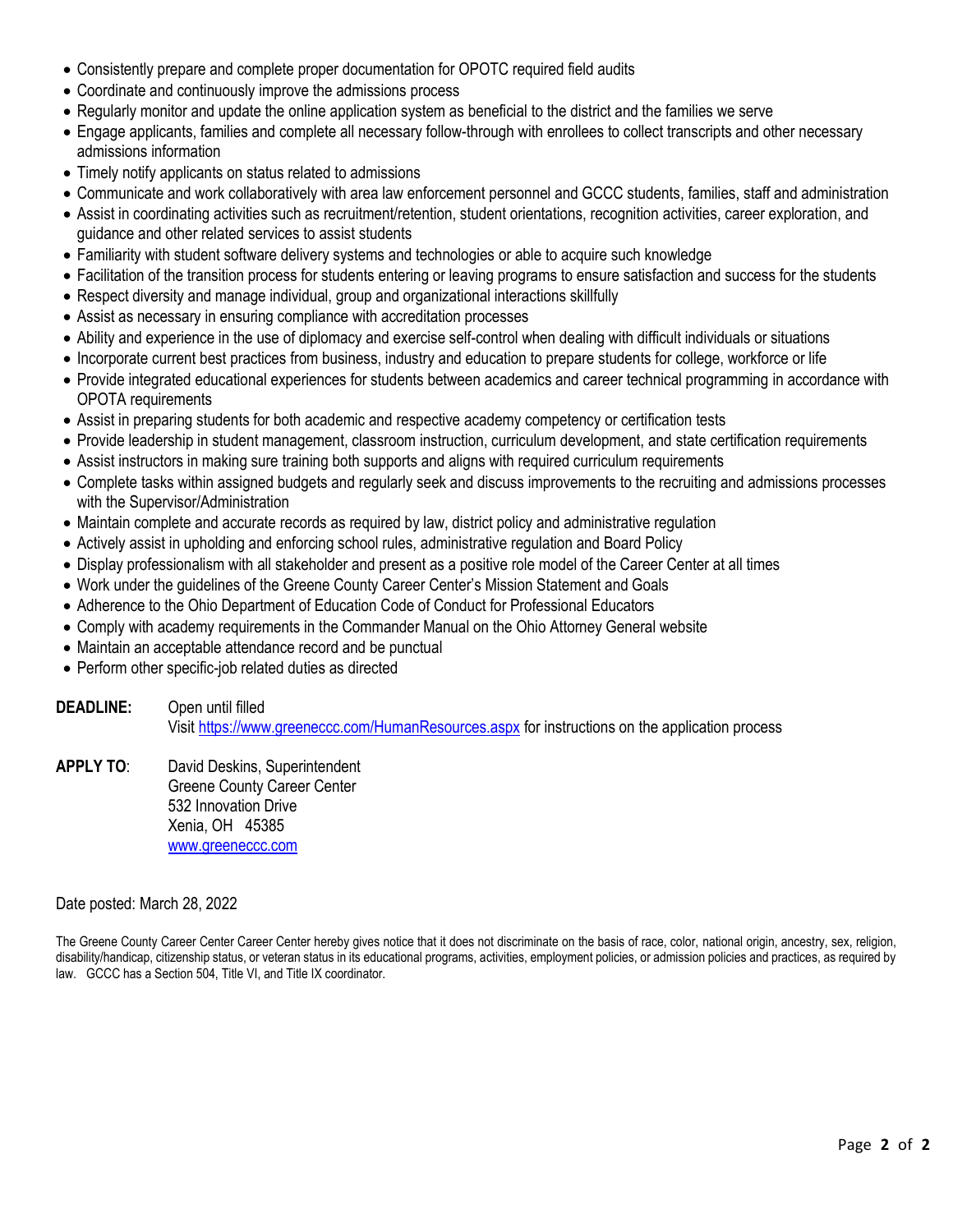- Consistently prepare and complete proper documentation for OPOTC required field audits
- Coordinate and continuously improve the admissions process
- Regularly monitor and update the online application system as beneficial to the district and the families we serve
- Engage applicants, families and complete all necessary follow-through with enrollees to collect transcripts and other necessary admissions information
- Timely notify applicants on status related to admissions
- Communicate and work collaboratively with area law enforcement personnel and GCCC students, families, staff and administration
- Assist in coordinating activities such as recruitment/retention, student orientations, recognition activities, career exploration, and guidance and other related services to assist students
- Familiarity with student software delivery systems and technologies or able to acquire such knowledge
- Facilitation of the transition process for students entering or leaving programs to ensure satisfaction and success for the students
- Respect diversity and manage individual, group and organizational interactions skillfully
- Assist as necessary in ensuring compliance with accreditation processes
- Ability and experience in the use of diplomacy and exercise self-control when dealing with difficult individuals or situations
- Incorporate current best practices from business, industry and education to prepare students for college, workforce or life
- Provide integrated educational experiences for students between academics and career technical programming in accordance with OPOTA requirements
- Assist in preparing students for both academic and respective academy competency or certification tests
- Provide leadership in student management, classroom instruction, curriculum development, and state certification requirements
- Assist instructors in making sure training both supports and aligns with required curriculum requirements
- Complete tasks within assigned budgets and regularly seek and discuss improvements to the recruiting and admissions processes with the Supervisor/Administration
- Maintain complete and accurate records as required by law, district policy and administrative regulation
- Actively assist in upholding and enforcing school rules, administrative regulation and Board Policy
- Display professionalism with all stakeholder and present as a positive role model of the Career Center at all times
- Work under the guidelines of the Greene County Career Center's Mission Statement and Goals
- Adherence to the Ohio Department of Education Code of Conduct for Professional Educators
- Comply with academy requirements in the Commander Manual on the Ohio Attorney General website
- Maintain an acceptable attendance record and be punctual
- Perform other specific-job related duties as directed

**DEADLINE:** Open until filled
Visit https://www.greeneccc.com/HumanResources.aspx for instructions on the application process

**APPLY TO**: David Deskins, Superintendent
Greene County Career Center
532 Innovation Drive
Xenia, OH 45385
www.greeneccc.com

Date posted: March 28, 2022

The Greene County Career Center Career Center hereby gives notice that it does not discriminate on the basis of race, color, national origin, ancestry, sex, religion, disability/handicap, citizenship status, or veteran status in its educational programs, activities, employment policies, or admission policies and practices, as required by law. GCCC has a Section 504, Title VI, and Title IX coordinator.